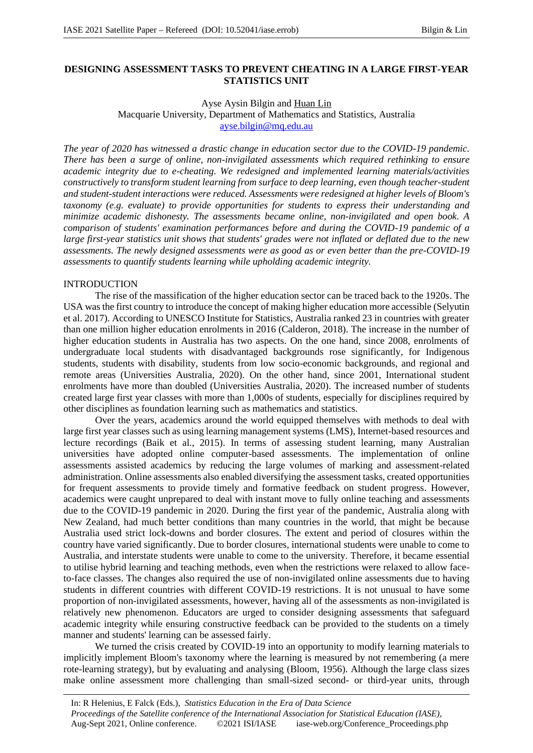# DESIGNING ASSESSMENT TASKS TO PREVENT CHEATING IN A LARGE FIRST-YEAR STATISTICS UNIT

Ayse Aysin Bilgin and Huan Lin
Macquarie University, Department of Mathematics and Statistics, Australia
ayse.bilgin@mq.edu.au

*The year of 2020 has witnessed a drastic change in education sector due to the COVID-19 pandemic. There has been a surge of online, non-invigilated assessments which required rethinking to ensure academic integrity due to e-cheating. We redesigned and implemented learning materials/activities constructively to transform student learning from surface to deep learning, even though teacher-student and student-student interactions were reduced. Assessments were redesigned at higher levels of Bloom's taxonomy (e.g. evaluate) to provide opportunities for students to express their understanding and minimize academic dishonesty. The assessments became online, non-invigilated and open book. A comparison of students' examination performances before and during the COVID-19 pandemic of a large first-year statistics unit shows that students' grades were not inflated or deflated due to the new assessments. The newly designed assessments were as good as or even better than the pre-COVID-19 assessments to quantify students learning while upholding academic integrity.*

## INTRODUCTION

The rise of the massification of the higher education sector can be traced back to the 1920s. The USA was the first country to introduce the concept of making higher education more accessible (Selyutin et al. 2017). According to UNESCO Institute for Statistics, Australia ranked 23 in countries with greater than one million higher education enrolments in 2016 (Calderon, 2018). The increase in the number of higher education students in Australia has two aspects. On the one hand, since 2008, enrolments of undergraduate local students with disadvantaged backgrounds rose significantly, for Indigenous students, students with disability, students from low socio-economic backgrounds, and regional and remote areas (Universities Australia, 2020). On the other hand, since 2001, International student enrolments have more than doubled (Universities Australia, 2020). The increased number of students created large first year classes with more than 1,000s of students, especially for disciplines required by other disciplines as foundation learning such as mathematics and statistics.

Over the years, academics around the world equipped themselves with methods to deal with large first year classes such as using learning management systems (LMS), Internet-based resources and lecture recordings (Baik et al., 2015). In terms of assessing student learning, many Australian universities have adopted online computer-based assessments. The implementation of online assessments assisted academics by reducing the large volumes of marking and assessment-related administration. Online assessments also enabled diversifying the assessment tasks, created opportunities for frequent assessments to provide timely and formative feedback on student progress. However, academics were caught unprepared to deal with instant move to fully online teaching and assessments due to the COVID-19 pandemic in 2020. During the first year of the pandemic, Australia along with New Zealand, had much better conditions than many countries in the world, that might be because Australia used strict lock-downs and border closures. The extent and period of closures within the country have varied significantly. Due to border closures, international students were unable to come to Australia, and interstate students were unable to come to the university. Therefore, it became essential to utilise hybrid learning and teaching methods, even when the restrictions were relaxed to allow face-to-face classes. The changes also required the use of non-invigilated online assessments due to having students in different countries with different COVID-19 restrictions. It is not unusual to have some proportion of non-invigilated assessments, however, having all of the assessments as non-invigilated is relatively new phenomenon. Educators are urged to consider designing assessments that safeguard academic integrity while ensuring constructive feedback can be provided to the students on a timely manner and students' learning can be assessed fairly.

We turned the crisis created by COVID-19 into an opportunity to modify learning materials to implicitly implement Bloom's taxonomy where the learning is measured by not remembering (a mere rote-learning strategy), but by evaluating and analysing (Bloom, 1956). Although the large class sizes make online assessment more challenging than small-sized second- or third-year units, through

In: R Helenius, E Falck (Eds.), *Statistics Education in the Era of Data Science*
*Proceedings of the Satellite conference of the International Association for Statistical Education (IASE)*, Aug-Sept 2021, Online conference. ©2021 ISI/IASE iase-web.org/Conference_Proceedings.php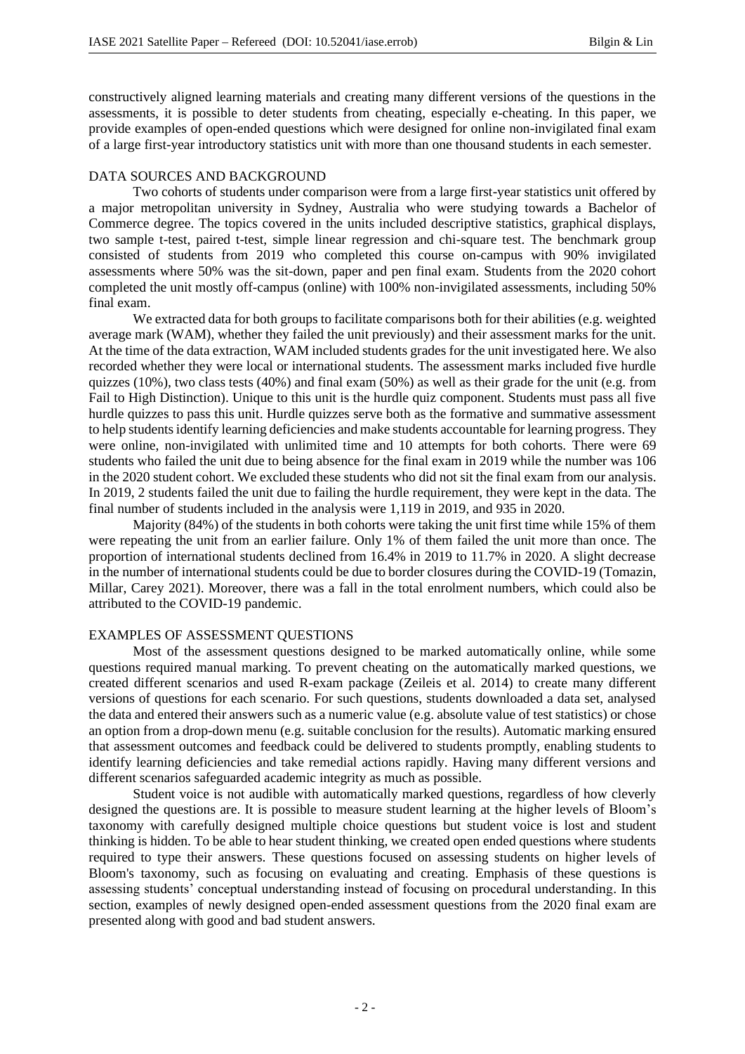constructively aligned learning materials and creating many different versions of the questions in the assessments, it is possible to deter students from cheating, especially e-cheating. In this paper, we provide examples of open-ended questions which were designed for online non-invigilated final exam of a large first-year introductory statistics unit with more than one thousand students in each semester.

## DATA SOURCES AND BACKGROUND

Two cohorts of students under comparison were from a large first-year statistics unit offered by a major metropolitan university in Sydney, Australia who were studying towards a Bachelor of Commerce degree. The topics covered in the units included descriptive statistics, graphical displays, two sample t-test, paired t-test, simple linear regression and chi-square test. The benchmark group consisted of students from 2019 who completed this course on-campus with 90% invigilated assessments where 50% was the sit-down, paper and pen final exam. Students from the 2020 cohort completed the unit mostly off-campus (online) with 100% non-invigilated assessments, including 50% final exam.

We extracted data for both groups to facilitate comparisons both for their abilities (e.g. weighted average mark (WAM), whether they failed the unit previously) and their assessment marks for the unit. At the time of the data extraction, WAM included students grades for the unit investigated here. We also recorded whether they were local or international students. The assessment marks included five hurdle quizzes (10%), two class tests (40%) and final exam (50%) as well as their grade for the unit (e.g. from Fail to High Distinction). Unique to this unit is the hurdle quiz component. Students must pass all five hurdle quizzes to pass this unit. Hurdle quizzes serve both as the formative and summative assessment to help students identify learning deficiencies and make students accountable for learning progress. They were online, non-invigilated with unlimited time and 10 attempts for both cohorts. There were 69 students who failed the unit due to being absence for the final exam in 2019 while the number was 106 in the 2020 student cohort. We excluded these students who did not sit the final exam from our analysis. In 2019, 2 students failed the unit due to failing the hurdle requirement, they were kept in the data. The final number of students included in the analysis were 1,119 in 2019, and 935 in 2020.

Majority (84%) of the students in both cohorts were taking the unit first time while 15% of them were repeating the unit from an earlier failure. Only 1% of them failed the unit more than once. The proportion of international students declined from 16.4% in 2019 to 11.7% in 2020. A slight decrease in the number of international students could be due to border closures during the COVID-19 (Tomazin, Millar, Carey 2021). Moreover, there was a fall in the total enrolment numbers, which could also be attributed to the COVID-19 pandemic.

## EXAMPLES OF ASSESSMENT QUESTIONS

Most of the assessment questions designed to be marked automatically online, while some questions required manual marking. To prevent cheating on the automatically marked questions, we created different scenarios and used R-exam package (Zeileis et al. 2014) to create many different versions of questions for each scenario. For such questions, students downloaded a data set, analysed the data and entered their answers such as a numeric value (e.g. absolute value of test statistics) or chose an option from a drop-down menu (e.g. suitable conclusion for the results). Automatic marking ensured that assessment outcomes and feedback could be delivered to students promptly, enabling students to identify learning deficiencies and take remedial actions rapidly. Having many different versions and different scenarios safeguarded academic integrity as much as possible.

Student voice is not audible with automatically marked questions, regardless of how cleverly designed the questions are. It is possible to measure student learning at the higher levels of Bloom's taxonomy with carefully designed multiple choice questions but student voice is lost and student thinking is hidden. To be able to hear student thinking, we created open ended questions where students required to type their answers. These questions focused on assessing students on higher levels of Bloom's taxonomy, such as focusing on evaluating and creating. Emphasis of these questions is assessing students' conceptual understanding instead of focusing on procedural understanding. In this section, examples of newly designed open-ended assessment questions from the 2020 final exam are presented along with good and bad student answers.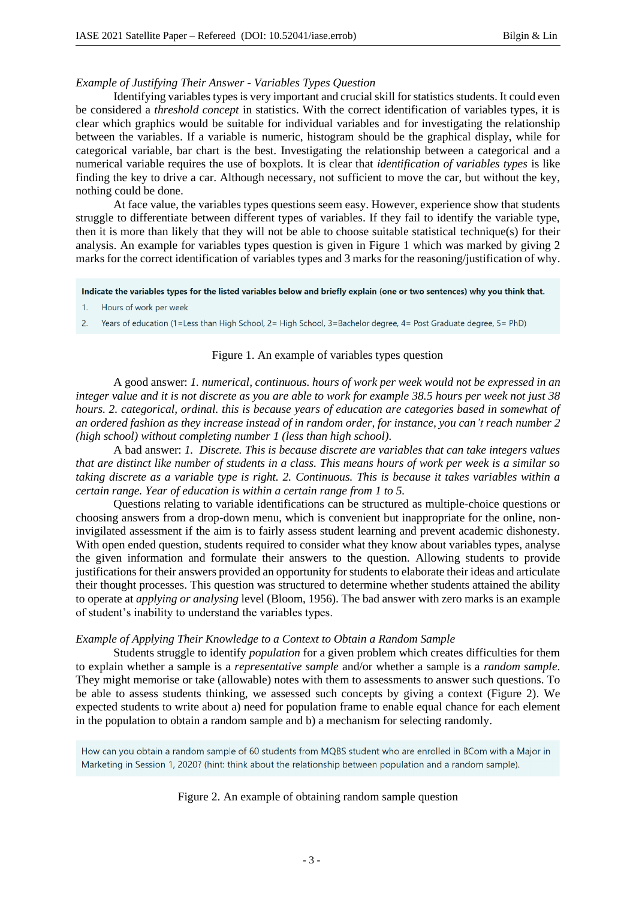*Example of Justifying Their Answer - Variables Types Question*

Identifying variables types is very important and crucial skill for statistics students. It could even be considered a *threshold concept* in statistics. With the correct identification of variables types, it is clear which graphics would be suitable for individual variables and for investigating the relationship between the variables. If a variable is numeric, histogram should be the graphical display, while for categorical variable, bar chart is the best. Investigating the relationship between a categorical and a numerical variable requires the use of boxplots. It is clear that *identification of variables types* is like finding the key to drive a car. Although necessary, not sufficient to move the car, but without the key, nothing could be done.

At face value, the variables types questions seem easy. However, experience show that students struggle to differentiate between different types of variables. If they fail to identify the variable type, then it is more than likely that they will not be able to choose suitable statistical technique(s) for their analysis. An example for variables types question is given in Figure 1 which was marked by giving 2 marks for the correct identification of variables types and 3 marks for the reasoning/justification of why.

**Indicate the variables types for the listed variables below and briefly explain (one or two sentences) why you think that.**

1. Hours of work per week
2. Years of education (1=Less than High School, 2= High School, 3=Bachelor degree, 4= Post Graduate degree, 5= PhD)

Figure 1. An example of variables types question

A good answer: *1. numerical, continuous. hours of work per week would not be expressed in an integer value and it is not discrete as you are able to work for example 38.5 hours per week not just 38 hours. 2. categorical, ordinal. this is because years of education are categories based in somewhat of an ordered fashion as they increase instead of in random order, for instance, you can't reach number 2 (high school) without completing number 1 (less than high school).*

A bad answer: *1. Discrete. This is because discrete are variables that can take integers values that are distinct like number of students in a class. This means hours of work per week is a similar so taking discrete as a variable type is right. 2. Continuous. This is because it takes variables within a certain range. Year of education is within a certain range from 1 to 5.*

Questions relating to variable identifications can be structured as multiple-choice questions or choosing answers from a drop-down menu, which is convenient but inappropriate for the online, non-invigilated assessment if the aim is to fairly assess student learning and prevent academic dishonesty. With open ended question, students required to consider what they know about variables types, analyse the given information and formulate their answers to the question. Allowing students to provide justifications for their answers provided an opportunity for students to elaborate their ideas and articulate their thought processes. This question was structured to determine whether students attained the ability to operate at *applying or analysing* level (Bloom, 1956). The bad answer with zero marks is an example of student's inability to understand the variables types.

*Example of Applying Their Knowledge to a Context to Obtain a Random Sample*

Students struggle to identify *population* for a given problem which creates difficulties for them to explain whether a sample is a *representative sample* and/or whether a sample is a *random sample*. They might memorise or take (allowable) notes with them to assessments to answer such questions. To be able to assess students thinking, we assessed such concepts by giving a context (Figure 2). We expected students to write about a) need for population frame to enable equal chance for each element in the population to obtain a random sample and b) a mechanism for selecting randomly.

How can you obtain a random sample of 60 students from MQBS student who are enrolled in BCom with a Major in Marketing in Session 1, 2020? (hint: think about the relationship between population and a random sample).

Figure 2. An example of obtaining random sample question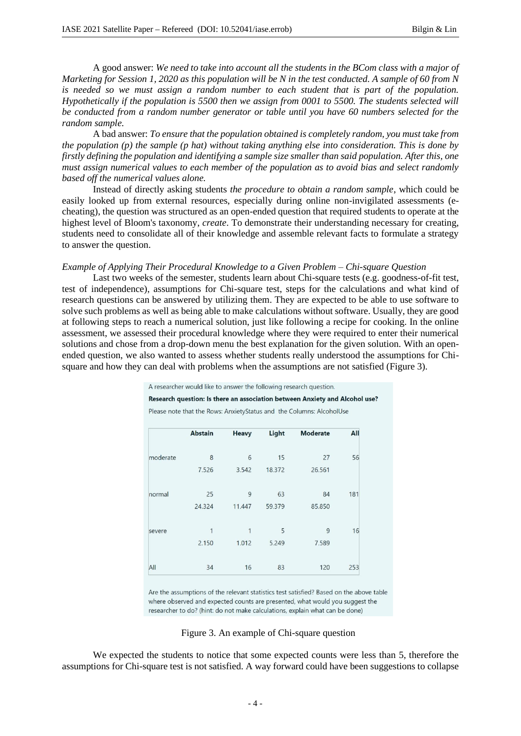A good answer: *We need to take into account all the students in the BCom class with a major of Marketing for Session 1, 2020 as this population will be N in the test conducted. A sample of 60 from N is needed so we must assign a random number to each student that is part of the population. Hypothetically if the population is 5500 then we assign from 0001 to 5500. The students selected will be conducted from a random number generator or table until you have 60 numbers selected for the random sample.*

A bad answer: *To ensure that the population obtained is completely random, you must take from the population (p) the sample (p hat) without taking anything else into consideration. This is done by firstly defining the population and identifying a sample size smaller than said population. After this, one must assign numerical values to each member of the population as to avoid bias and select randomly based off the numerical values alone.*

Instead of directly asking students *the procedure to obtain a random sample*, which could be easily looked up from external resources, especially during online non-invigilated assessments (e-cheating), the question was structured as an open-ended question that required students to operate at the highest level of Bloom's taxonomy, *create*. To demonstrate their understanding necessary for creating, students need to consolidate all of their knowledge and assemble relevant facts to formulate a strategy to answer the question.

*Example of Applying Their Procedural Knowledge to a Given Problem – Chi-square Question*

Last two weeks of the semester, students learn about Chi-square tests (e.g. goodness-of-fit test, test of independence), assumptions for Chi-square test, steps for the calculations and what kind of research questions can be answered by utilizing them. They are expected to be able to use software to solve such problems as well as being able to make calculations without software. Usually, they are good at following steps to reach a numerical solution, just like following a recipe for cooking. In the online assessment, we assessed their procedural knowledge where they were required to enter their numerical solutions and chose from a drop-down menu the best explanation for the given solution. With an open-ended question, we also wanted to assess whether students really understood the assumptions for Chi-square and how they can deal with problems when the assumptions are not satisfied (Figure 3).

A researcher would like to answer the following research question.

**Research question: Is there an association between Anxiety and Alcohol use?**

Please note that the Rows: AnxietyStatus and the Columns: AlcoholUse

| | Abstain | Heavy | Light | Moderate | All |
|---|---|---|---|---|---|
| moderate | 8 | 6 | 15 | 27 | 56 |
| | 7.526 | 3.542 | 18.372 | 26.561 | |
| normal | 25 | 9 | 63 | 84 | 181 |
| | 24.324 | 11.447 | 59.379 | 85.850 | |
| severe | 1 | 1 | 5 | 9 | 16 |
| | 2.150 | 1.012 | 5.249 | 7.589 | |
| All | 34 | 16 | 83 | 120 | 253 |

Are the assumptions of the relevant statistics test satisfied? Based on the above table where observed and expected counts are presented, what would you suggest the researcher to do? (hint: do not make calculations, explain what can be done)

Figure 3. An example of Chi-square question

We expected the students to notice that some expected counts were less than 5, therefore the assumptions for Chi-square test is not satisfied. A way forward could have been suggestions to collapse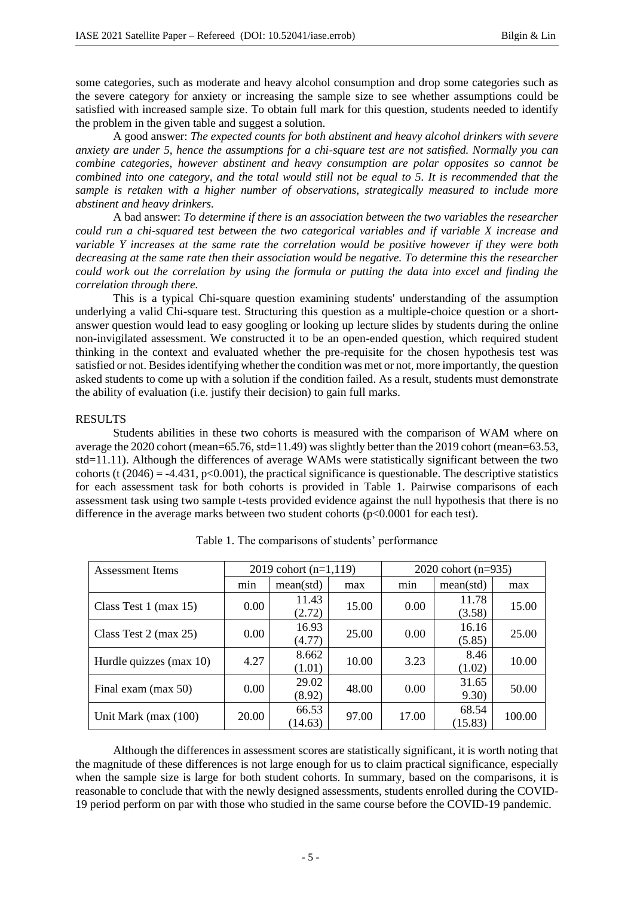some categories, such as moderate and heavy alcohol consumption and drop some categories such as the severe category for anxiety or increasing the sample size to see whether assumptions could be satisfied with increased sample size. To obtain full mark for this question, students needed to identify the problem in the given table and suggest a solution.

A good answer: *The expected counts for both abstinent and heavy alcohol drinkers with severe anxiety are under 5, hence the assumptions for a chi-square test are not satisfied. Normally you can combine categories, however abstinent and heavy consumption are polar opposites so cannot be combined into one category, and the total would still not be equal to 5. It is recommended that the sample is retaken with a higher number of observations, strategically measured to include more abstinent and heavy drinkers.*

A bad answer: *To determine if there is an association between the two variables the researcher could run a chi-squared test between the two categorical variables and if variable X increase and variable Y increases at the same rate the correlation would be positive however if they were both decreasing at the same rate then their association would be negative. To determine this the researcher could work out the correlation by using the formula or putting the data into excel and finding the correlation through there.*

This is a typical Chi-square question examining students' understanding of the assumption underlying a valid Chi-square test. Structuring this question as a multiple-choice question or a short-answer question would lead to easy googling or looking up lecture slides by students during the online non-invigilated assessment. We constructed it to be an open-ended question, which required student thinking in the context and evaluated whether the pre-requisite for the chosen hypothesis test was satisfied or not. Besides identifying whether the condition was met or not, more importantly, the question asked students to come up with a solution if the condition failed. As a result, students must demonstrate the ability of evaluation (i.e. justify their decision) to gain full marks.

## RESULTS

Students abilities in these two cohorts is measured with the comparison of WAM where on average the 2020 cohort (mean=65.76, std=11.49) was slightly better than the 2019 cohort (mean=63.53, std=11.11). Although the differences of average WAMs were statistically significant between the two cohorts ($t(2046) = -4.431$, $p<0.001$), the practical significance is questionable. The descriptive statistics for each assessment task for both cohorts is provided in Table 1. Pairwise comparisons of each assessment task using two sample t-tests provided evidence against the null hypothesis that there is no difference in the average marks between two student cohorts ($p<0.0001$ for each test).

Table 1. The comparisons of students' performance

| Assessment Items | 2019 cohort (n=1,119) | | | 2020 cohort (n=935) | | |
|---|---|---|---|---|---|---|
| | min | mean(std) | max | min | mean(std) | max |
| Class Test 1 (max 15) | 0.00 | 11.43 (2.72) | 15.00 | 0.00 | 11.78 (3.58) | 15.00 |
| Class Test 2 (max 25) | 0.00 | 16.93 (4.77) | 25.00 | 0.00 | 16.16 (5.85) | 25.00 |
| Hurdle quizzes (max 10) | 4.27 | 8.662 (1.01) | 10.00 | 3.23 | 8.46 (1.02) | 10.00 |
| Final exam (max 50) | 0.00 | 29.02 (8.92) | 48.00 | 0.00 | 31.65 9.30) | 50.00 |
| Unit Mark (max (100) | 20.00 | 66.53 (14.63) | 97.00 | 17.00 | 68.54 (15.83) | 100.00 |

Although the differences in assessment scores are statistically significant, it is worth noting that the magnitude of these differences is not large enough for us to claim practical significance, especially when the sample size is large for both student cohorts. In summary, based on the comparisons, it is reasonable to conclude that with the newly designed assessments, students enrolled during the COVID-19 period perform on par with those who studied in the same course before the COVID-19 pandemic.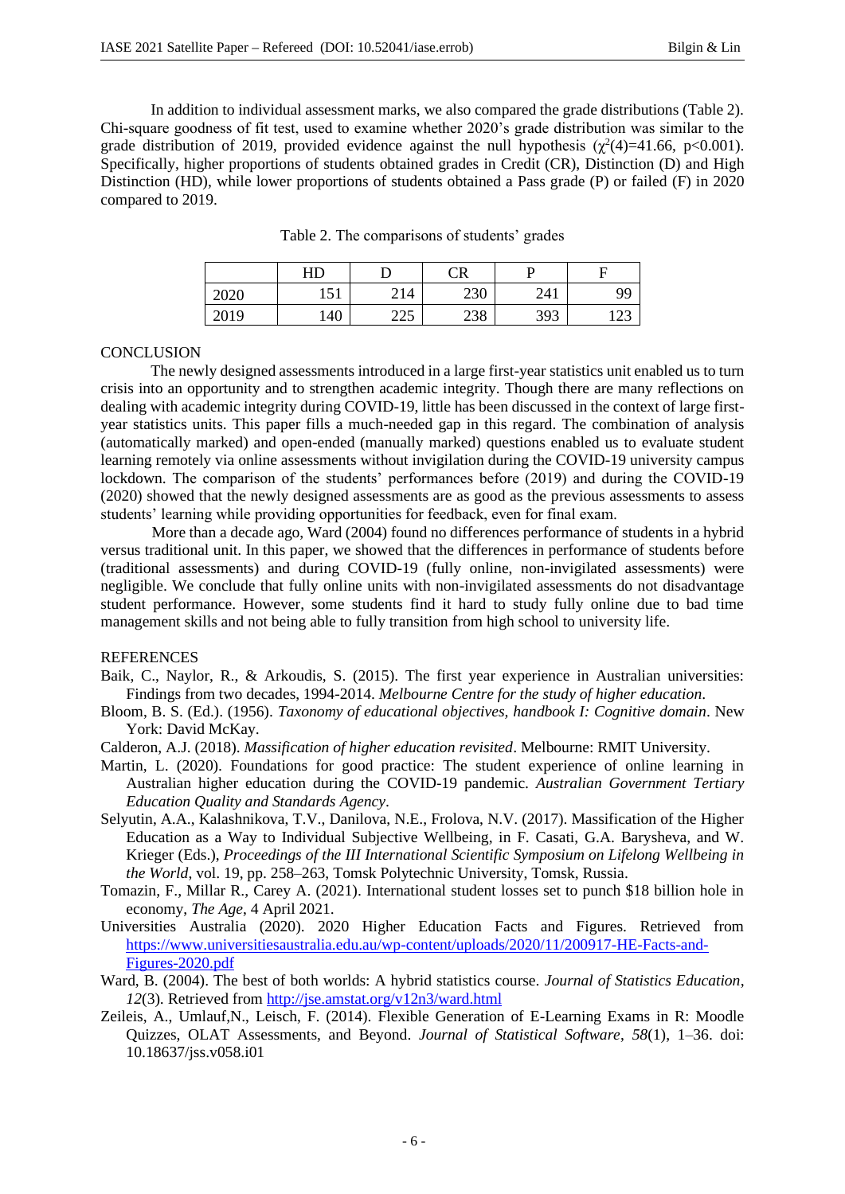In addition to individual assessment marks, we also compared the grade distributions (Table 2). Chi-square goodness of fit test, used to examine whether 2020's grade distribution was similar to the grade distribution of 2019, provided evidence against the null hypothesis ($\chi^2(4)=41.66$, $p<0.001$). Specifically, higher proportions of students obtained grades in Credit (CR), Distinction (D) and High Distinction (HD), while lower proportions of students obtained a Pass grade (P) or failed (F) in 2020 compared to 2019.

Table 2. The comparisons of students' grades

| | HD | D | CR | P | F |
|---|---|---|---|---|---|
| 2020 | 151 | 214 | 230 | 241 | 99 |
| 2019 | 140 | 225 | 238 | 393 | 123 |

## CONCLUSION

The newly designed assessments introduced in a large first-year statistics unit enabled us to turn crisis into an opportunity and to strengthen academic integrity. Though there are many reflections on dealing with academic integrity during COVID-19, little has been discussed in the context of large first-year statistics units. This paper fills a much-needed gap in this regard. The combination of analysis (automatically marked) and open-ended (manually marked) questions enabled us to evaluate student learning remotely via online assessments without invigilation during the COVID-19 university campus lockdown. The comparison of the students' performances before (2019) and during the COVID-19 (2020) showed that the newly designed assessments are as good as the previous assessments to assess students' learning while providing opportunities for feedback, even for final exam.

More than a decade ago, Ward (2004) found no differences performance of students in a hybrid versus traditional unit. In this paper, we showed that the differences in performance of students before (traditional assessments) and during COVID-19 (fully online, non-invigilated assessments) were negligible. We conclude that fully online units with non-invigilated assessments do not disadvantage student performance. However, some students find it hard to study fully online due to bad time management skills and not being able to fully transition from high school to university life.

## REFERENCES

Baik, C., Naylor, R., & Arkoudis, S. (2015). The first year experience in Australian universities: Findings from two decades, 1994-2014. *Melbourne Centre for the study of higher education*.

Bloom, B. S. (Ed.). (1956). *Taxonomy of educational objectives, handbook I: Cognitive domain*. New York: David McKay.

Calderon, A.J. (2018). *Massification of higher education revisited*. Melbourne: RMIT University.

Martin, L. (2020). Foundations for good practice: The student experience of online learning in Australian higher education during the COVID-19 pandemic. *Australian Government Tertiary Education Quality and Standards Agency*.

Selyutin, A.A., Kalashnikova, T.V., Danilova, N.E., Frolova, N.V. (2017). Massification of the Higher Education as a Way to Individual Subjective Wellbeing, in F. Casati, G.A. Barysheva, and W. Krieger (Eds.), *Proceedings of the III International Scientific Symposium on Lifelong Wellbeing in the World*, vol. 19, pp. 258–263, Tomsk Polytechnic University, Tomsk, Russia.

Tomazin, F., Millar R., Carey A. (2021). International student losses set to punch $18 billion hole in economy, *The Age*, 4 April 2021.

Universities Australia (2020). 2020 Higher Education Facts and Figures. Retrieved from https://www.universitiesaustralia.edu.au/wp-content/uploads/2020/11/200917-HE-Facts-and-Figures-2020.pdf

Ward, B. (2004). The best of both worlds: A hybrid statistics course. *Journal of Statistics Education*, *12*(3). Retrieved from http://jse.amstat.org/v12n3/ward.html

Zeileis, A., Umlauf,N., Leisch, F. (2014). Flexible Generation of E-Learning Exams in R: Moodle Quizzes, OLAT Assessments, and Beyond. *Journal of Statistical Software*, *58*(1), 1–36. doi: 10.18637/jss.v058.i01